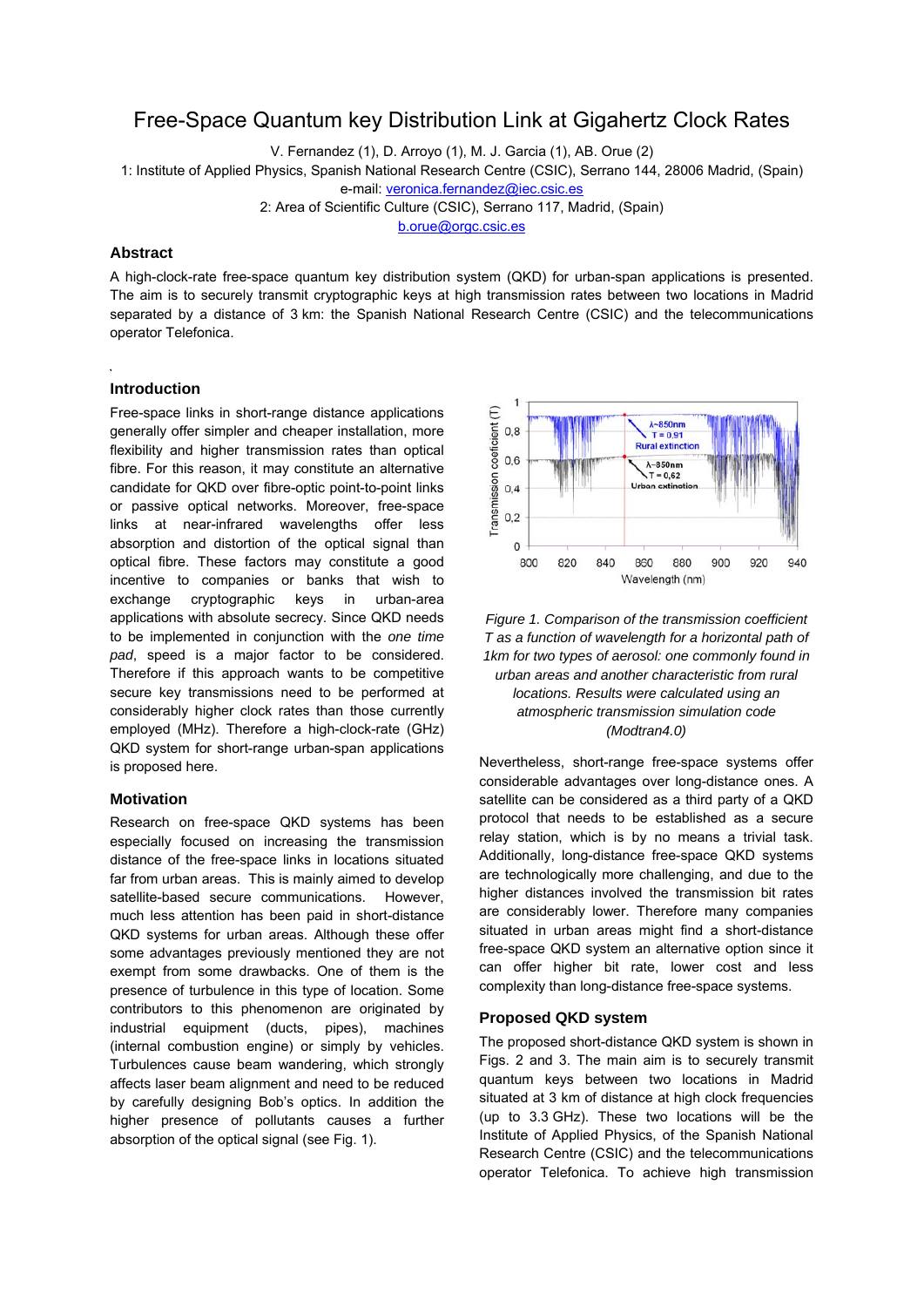# Free-Space Quantum key Distribution Link at Gigahertz Clock Rates

V. Fernandez (1), D. Arroyo (1), M. J. Garcia (1), AB. Orue (2)

1: Institute of Applied Physics, Spanish National Research Centre (CSIC), Serrano 144, 28006 Madrid, (Spain)
e-mail: veronica.fernandez@iec.csic.es

2: Area of Scientific Culture (CSIC), Serrano 117, Madrid, (Spain)
b.orue@orgc.csic.es

## Abstract

A high-clock-rate free-space quantum key distribution system (QKD) for urban-span applications is presented. The aim is to securely transmit cryptographic keys at high transmission rates between two locations in Madrid separated by a distance of 3 km: the Spanish National Research Centre (CSIC) and the telecommunications operator Telefonica.

## Introduction

Free-space links in short-range distance applications generally offer simpler and cheaper installation, more flexibility and higher transmission rates than optical fibre. For this reason, it may constitute an alternative candidate for QKD over fibre-optic point-to-point links or passive optical networks. Moreover, free-space links at near-infrared wavelengths offer less absorption and distortion of the optical signal than optical fibre. These factors may constitute a good incentive to companies or banks that wish to exchange cryptographic keys in urban-area applications with absolute secrecy. Since QKD needs to be implemented in conjunction with the *one time pad*, speed is a major factor to be considered. Therefore if this approach wants to be competitive secure key transmissions need to be performed at considerably higher clock rates than those currently employed (MHz). Therefore a high-clock-rate (GHz) QKD system for short-range urban-span applications is proposed here.

## Motivation

Research on free-space QKD systems has been especially focused on increasing the transmission distance of the free-space links in locations situated far from urban areas. This is mainly aimed to develop satellite-based secure communications. However, much less attention has been paid in short-distance QKD systems for urban areas. Although these offer some advantages previously mentioned they are not exempt from some drawbacks. One of them is the presence of turbulence in this type of location. Some contributors to this phenomenon are originated by industrial equipment (ducts, pipes), machines (internal combustion engine) or simply by vehicles. Turbulences cause beam wandering, which strongly affects laser beam alignment and need to be reduced by carefully designing Bob's optics. In addition the higher presence of pollutants causes a further absorption of the optical signal (see Fig. 1).

*Figure 1. Comparison of the transmission coefficient T as a function of wavelength for a horizontal path of 1km for two types of aerosol: one commonly found in urban areas and another characteristic from rural locations. Results were calculated using an atmospheric transmission simulation code (Modtran4.0)*

Nevertheless, short-range free-space systems offer considerable advantages over long-distance ones. A satellite can be considered as a third party of a QKD protocol that needs to be established as a secure relay station, which is by no means a trivial task. Additionally, long-distance free-space QKD systems are technologically more challenging, and due to the higher distances involved the transmission bit rates are considerably lower. Therefore many companies situated in urban areas might find a short-distance free-space QKD system an alternative option since it can offer higher bit rate, lower cost and less complexity than long-distance free-space systems.

## Proposed QKD system

The proposed short-distance QKD system is shown in Figs. 2 and 3. The main aim is to securely transmit quantum keys between two locations in Madrid situated at 3 km of distance at high clock frequencies (up to 3.3 GHz). These two locations will be the Institute of Applied Physics, of the Spanish National Research Centre (CSIC) and the telecommunications operator Telefonica. To achieve high transmission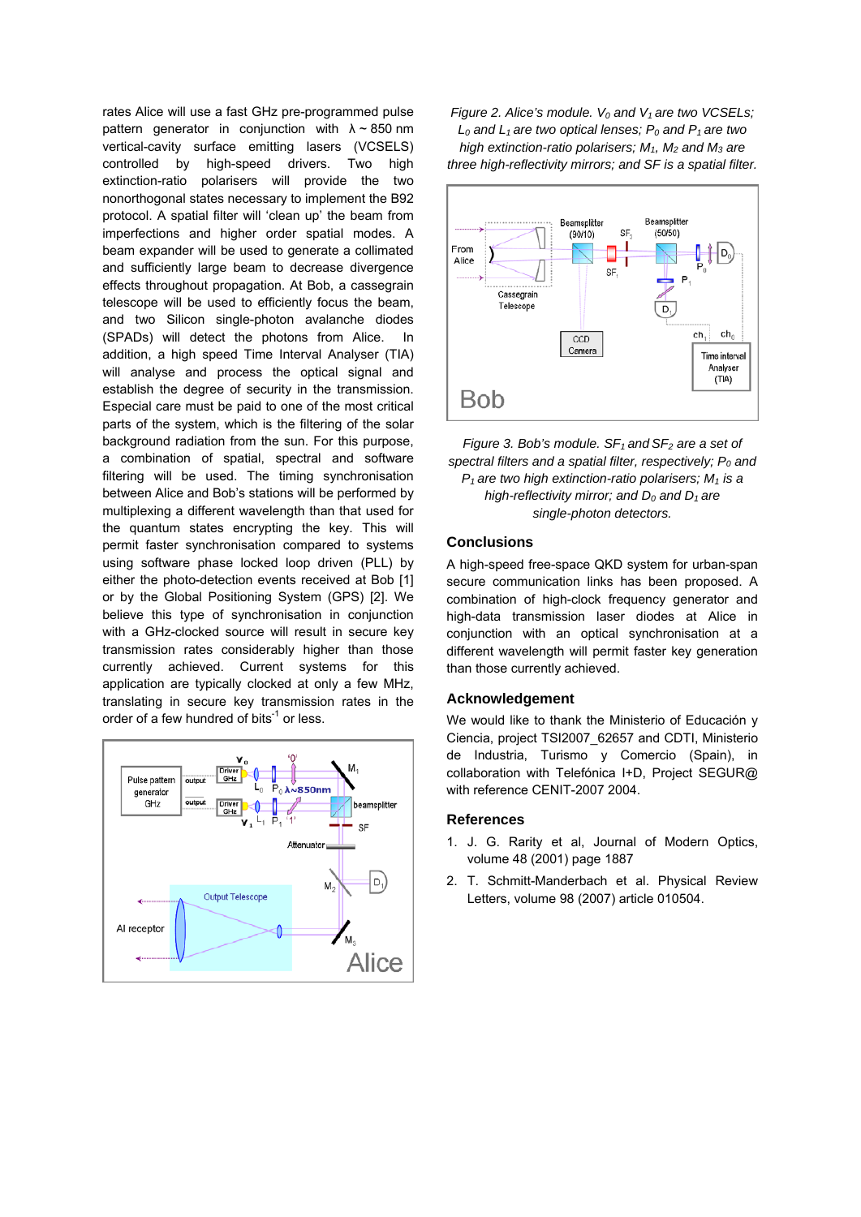rates Alice will use a fast GHz pre-programmed pulse pattern generator in conjunction with λ ~ 850 nm vertical-cavity surface emitting lasers (VCSELS) controlled by high-speed drivers. Two high extinction-ratio polarisers will provide the two nonorthogonal states necessary to implement the B92 protocol. A spatial filter will 'clean up' the beam from imperfections and higher order spatial modes. A beam expander will be used to generate a collimated and sufficiently large beam to decrease divergence effects throughout propagation. At Bob, a cassegrain telescope will be used to efficiently focus the beam, and two Silicon single-photon avalanche diodes (SPADs) will detect the photons from Alice. In addition, a high speed Time Interval Analyser (TIA) will analyse and process the optical signal and establish the degree of security in the transmission. Especial care must be paid to one of the most critical parts of the system, which is the filtering of the solar background radiation from the sun. For this purpose, a combination of spatial, spectral and software filtering will be used. The timing synchronisation between Alice and Bob's stations will be performed by multiplexing a different wavelength than that used for the quantum states encrypting the key. This will permit faster synchronisation compared to systems using software phase locked loop driven (PLL) by either the photo-detection events received at Bob [1] or by the Global Positioning System (GPS) [2]. We believe this type of synchronisation in conjunction with a GHz-clocked source will result in secure key transmission rates considerably higher than those currently achieved. Current systems for this application are typically clocked at only a few MHz, translating in secure key transmission rates in the order of a few hundred of bits$^{-1}$ or less.

Pulse pattern generator GHz
output
output
Driver GHz
Driver GHz
$V_0$
$V_1$
$L_0$
$L_1$
$P_0$
$P_1$
'0'
'1'
λ~850nm
$M_1$
beamsplitter
SF
Attenuator
$M_2$
$D_1$
$M_3$
Output Telescope
Al receptor
Alice

*Figure 2. Alice's module. $V_0$ and $V_1$ are two VCSELs; $L_0$ and $L_1$ are two optical lenses; $P_0$ and $P_1$ are two high extinction-ratio polarisers; $M_1$, $M_2$ and $M_3$ are three high-reflectivity mirrors; and SF is a spatial filter.*

From Alice
Cassegrain Telescope
Beamsplitter (90/10)
$SF_2$
$SF_1$
Beamsplitter (50/50)
$P_0$
$D_0$
$P_1$
$D_1$
CCD Camera
$ch_1$
$ch_0$
Time interval Analyser (TIA)
Bob

*Figure 3. Bob's module. $SF_1$ and $SF_2$ are a set of spectral filters and a spatial filter, respectively; $P_0$ and $P_1$ are two high extinction-ratio polarisers; $M_1$ is a high-reflectivity mirror; and $D_0$ and $D_1$ are single-photon detectors.*

## Conclusions

A high-speed free-space QKD system for urban-span secure communication links has been proposed. A combination of high-clock frequency generator and high-data transmission laser diodes at Alice in conjunction with an optical synchronisation at a different wavelength will permit faster key generation than those currently achieved.

## Acknowledgement

We would like to thank the Ministerio of Educación y Ciencia, project TSI2007_62657 and CDTI, Ministerio de Industria, Turismo y Comercio (Spain), in collaboration with Telefónica I+D, Project SEGUR@ with reference CENIT-2007 2004.

## References

1. J. G. Rarity et al, Journal of Modern Optics, volume 48 (2001) page 1887
2. T. Schmitt-Manderbach et al. Physical Review Letters, volume 98 (2007) article 010504.